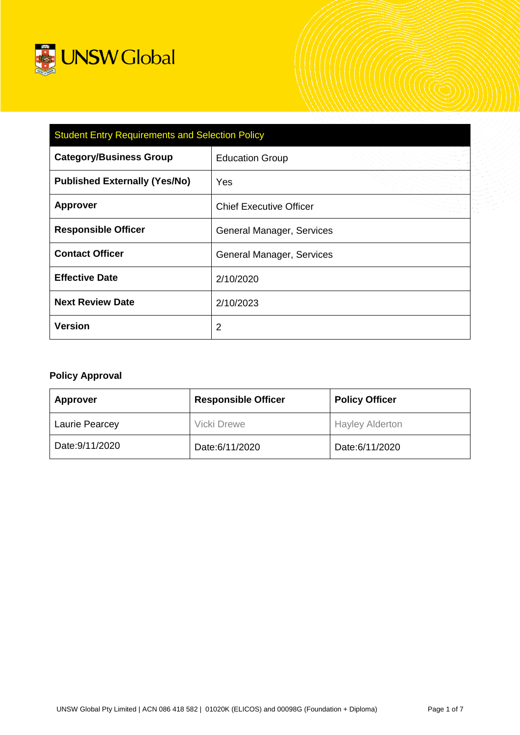| Student Entry Requirements and Selection Policy | |
|---|---|
| **Category/Business Group** | Education Group |
| **Published Externally (Yes/No)** | Yes |
| **Approver** | Chief Executive Officer |
| **Responsible Officer** | General Manager, Services |
| **Contact Officer** | General Manager, Services |
| **Effective Date** | 2/10/2020 |
| **Next Review Date** | 2/10/2023 |
| **Version** | 2 |

**Policy Approval**

| Approver | Responsible Officer | Policy Officer |
|---|---|---|
| Laurie Pearcey | Vicki Drewe | Hayley Alderton |
| Date:9/11/2020 | Date:6/11/2020 | Date:6/11/2020 |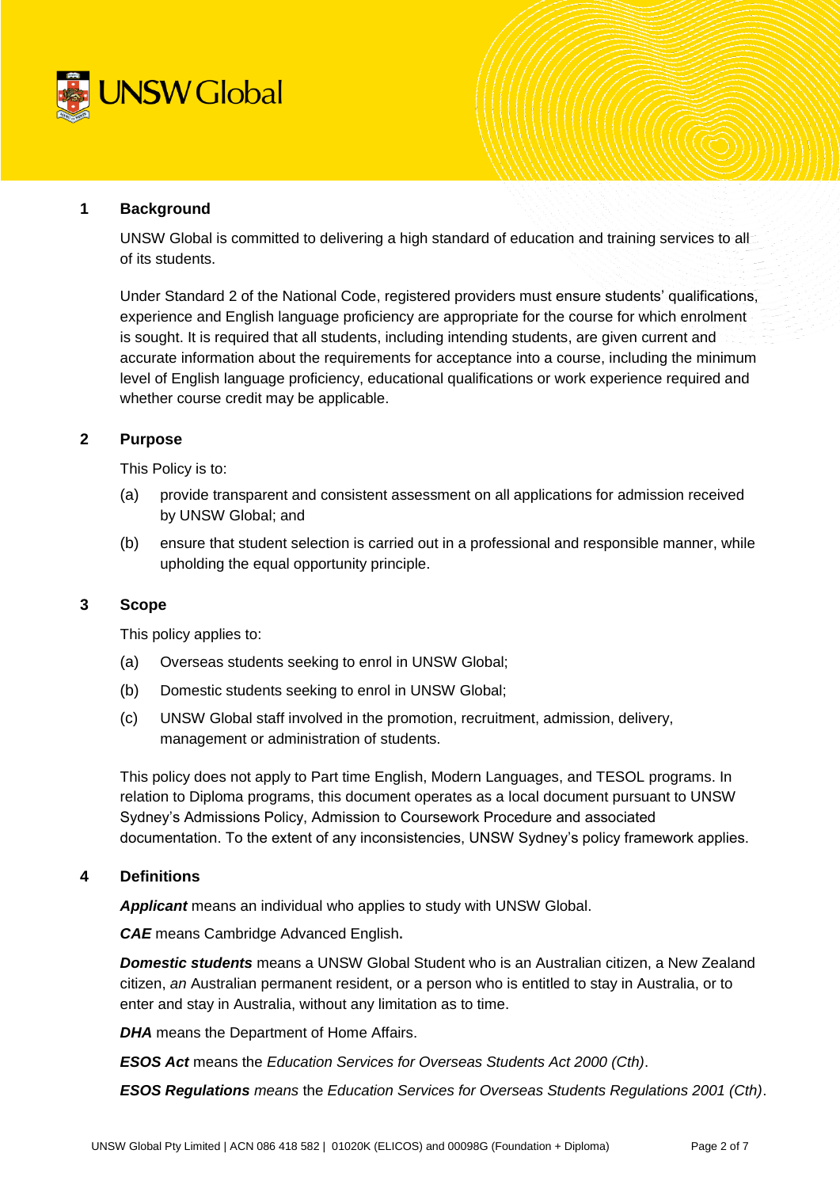## 1 Background

UNSW Global is committed to delivering a high standard of education and training services to all of its students.

Under Standard 2 of the National Code, registered providers must ensure students' qualifications, experience and English language proficiency are appropriate for the course for which enrolment is sought. It is required that all students, including intending students, are given current and accurate information about the requirements for acceptance into a course, including the minimum level of English language proficiency, educational qualifications or work experience required and whether course credit may be applicable.

## 2 Purpose

This Policy is to:

(a) provide transparent and consistent assessment on all applications for admission received by UNSW Global; and

(b) ensure that student selection is carried out in a professional and responsible manner, while upholding the equal opportunity principle.

## 3 Scope

This policy applies to:

(a) Overseas students seeking to enrol in UNSW Global;

(b) Domestic students seeking to enrol in UNSW Global;

(c) UNSW Global staff involved in the promotion, recruitment, admission, delivery, management or administration of students.

This policy does not apply to Part time English, Modern Languages, and TESOL programs. In relation to Diploma programs, this document operates as a local document pursuant to UNSW Sydney's Admissions Policy, Admission to Coursework Procedure and associated documentation. To the extent of any inconsistencies, UNSW Sydney's policy framework applies.

## 4 Definitions

***Applicant*** means an individual who applies to study with UNSW Global.

***CAE*** means Cambridge Advanced English**.**

***Domestic students*** means a UNSW Global Student who is an Australian citizen, a New Zealand citizen, *an* Australian permanent resident, or a person who is entitled to stay in Australia, or to enter and stay in Australia, without any limitation as to time.

***DHA*** means the Department of Home Affairs.

***ESOS Act*** means the *Education Services for Overseas Students Act 2000 (Cth)*.

***ESOS Regulations*** *means* the *Education Services for Overseas Students Regulations 2001 (Cth)*.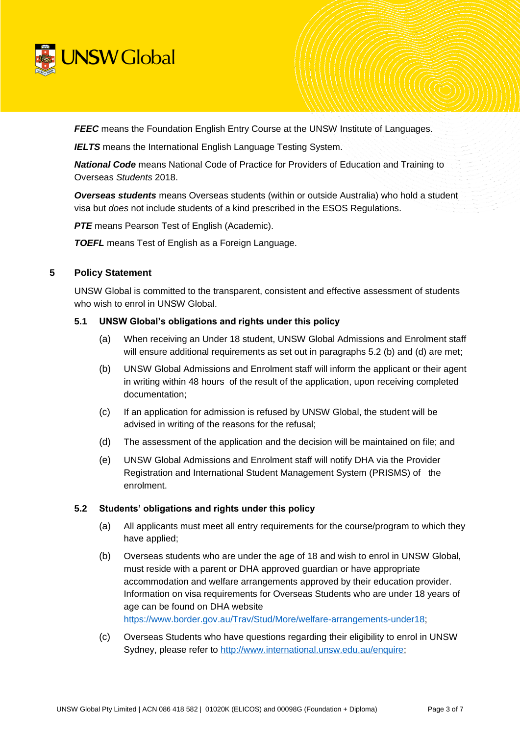***FEEC*** means the Foundation English Entry Course at the UNSW Institute of Languages.

***IELTS*** means the International English Language Testing System.

***National Code*** means National Code of Practice for Providers of Education and Training to Overseas *Students* 2018.

***Overseas students*** means Overseas students (within or outside Australia) who hold a student visa but *does* not include students of a kind prescribed in the ESOS Regulations.

***PTE*** means Pearson Test of English (Academic).

***TOEFL*** means Test of English as a Foreign Language.

## 5 Policy Statement

UNSW Global is committed to the transparent, consistent and effective assessment of students who wish to enrol in UNSW Global.

### 5.1 UNSW Global's obligations and rights under this policy

(a) When receiving an Under 18 student, UNSW Global Admissions and Enrolment staff will ensure additional requirements as set out in paragraphs 5.2 (b) and (d) are met;

(b) UNSW Global Admissions and Enrolment staff will inform the applicant or their agent in writing within 48 hours of the result of the application, upon receiving completed documentation;

(c) If an application for admission is refused by UNSW Global, the student will be advised in writing of the reasons for the refusal;

(d) The assessment of the application and the decision will be maintained on file; and

(e) UNSW Global Admissions and Enrolment staff will notify DHA via the Provider Registration and International Student Management System (PRISMS) of the enrolment.

### 5.2 Students' obligations and rights under this policy

(a) All applicants must meet all entry requirements for the course/program to which they have applied;

(b) Overseas students who are under the age of 18 and wish to enrol in UNSW Global, must reside with a parent or DHA approved guardian or have appropriate accommodation and welfare arrangements approved by their education provider. Information on visa requirements for Overseas Students who are under 18 years of age can be found on DHA website https://www.border.gov.au/Trav/Stud/More/welfare-arrangements-under18;

(c) Overseas Students who have questions regarding their eligibility to enrol in UNSW Sydney, please refer to http://www.international.unsw.edu.au/enquire;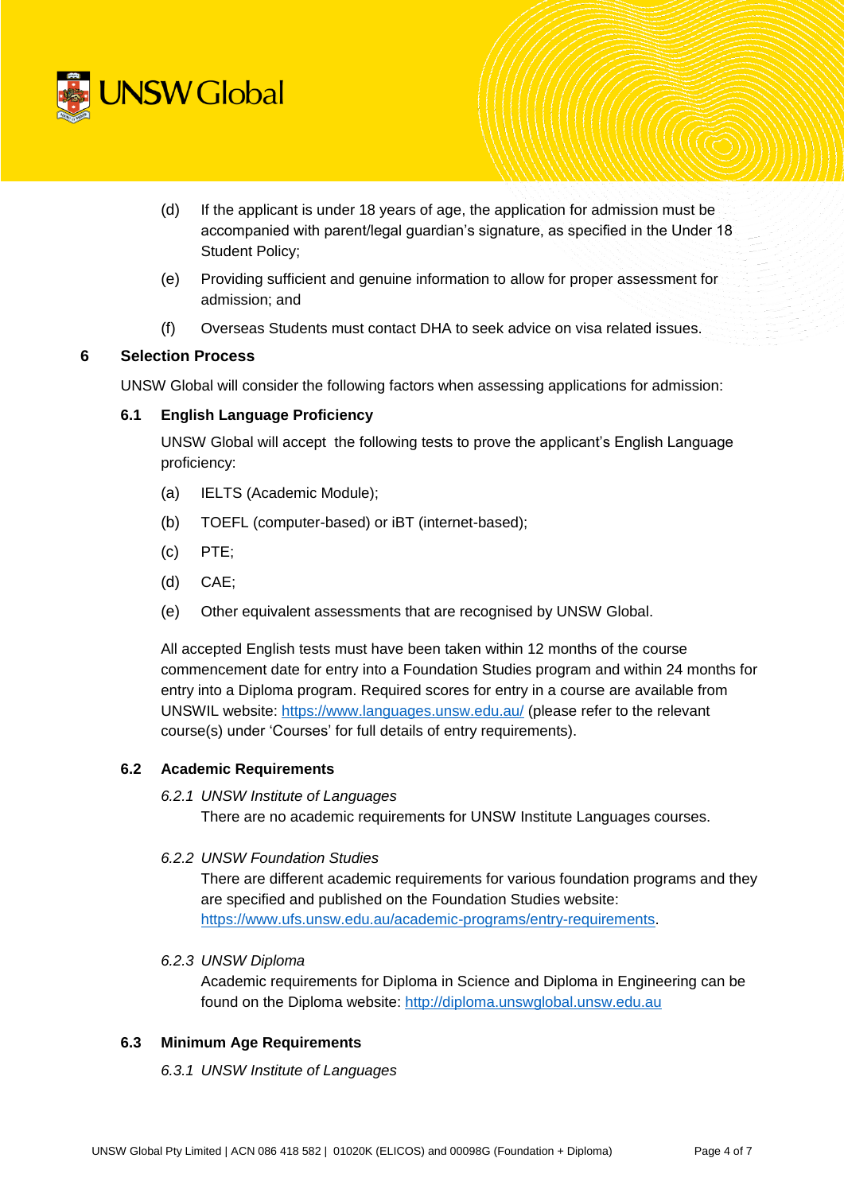(d) If the applicant is under 18 years of age, the application for admission must be accompanied with parent/legal guardian's signature, as specified in the Under 18 Student Policy;

(e) Providing sufficient and genuine information to allow for proper assessment for admission; and

(f) Overseas Students must contact DHA to seek advice on visa related issues.

## 6 Selection Process

UNSW Global will consider the following factors when assessing applications for admission:

### 6.1 English Language Proficiency

UNSW Global will accept the following tests to prove the applicant's English Language proficiency:

(a) IELTS (Academic Module);

(b) TOEFL (computer-based) or iBT (internet-based);

(c) PTE;

(d) CAE;

(e) Other equivalent assessments that are recognised by UNSW Global.

All accepted English tests must have been taken within 12 months of the course commencement date for entry into a Foundation Studies program and within 24 months for entry into a Diploma program. Required scores for entry in a course are available from UNSWIL website: https://www.languages.unsw.edu.au/ (please refer to the relevant course(s) under 'Courses' for full details of entry requirements).

### 6.2 Academic Requirements

*6.2.1 UNSW Institute of Languages*

There are no academic requirements for UNSW Institute Languages courses.

*6.2.2 UNSW Foundation Studies*

There are different academic requirements for various foundation programs and they are specified and published on the Foundation Studies website: https://www.ufs.unsw.edu.au/academic-programs/entry-requirements.

*6.2.3 UNSW Diploma*

Academic requirements for Diploma in Science and Diploma in Engineering can be found on the Diploma website: http://diploma.unswglobal.unsw.edu.au

### 6.3 Minimum Age Requirements

*6.3.1 UNSW Institute of Languages*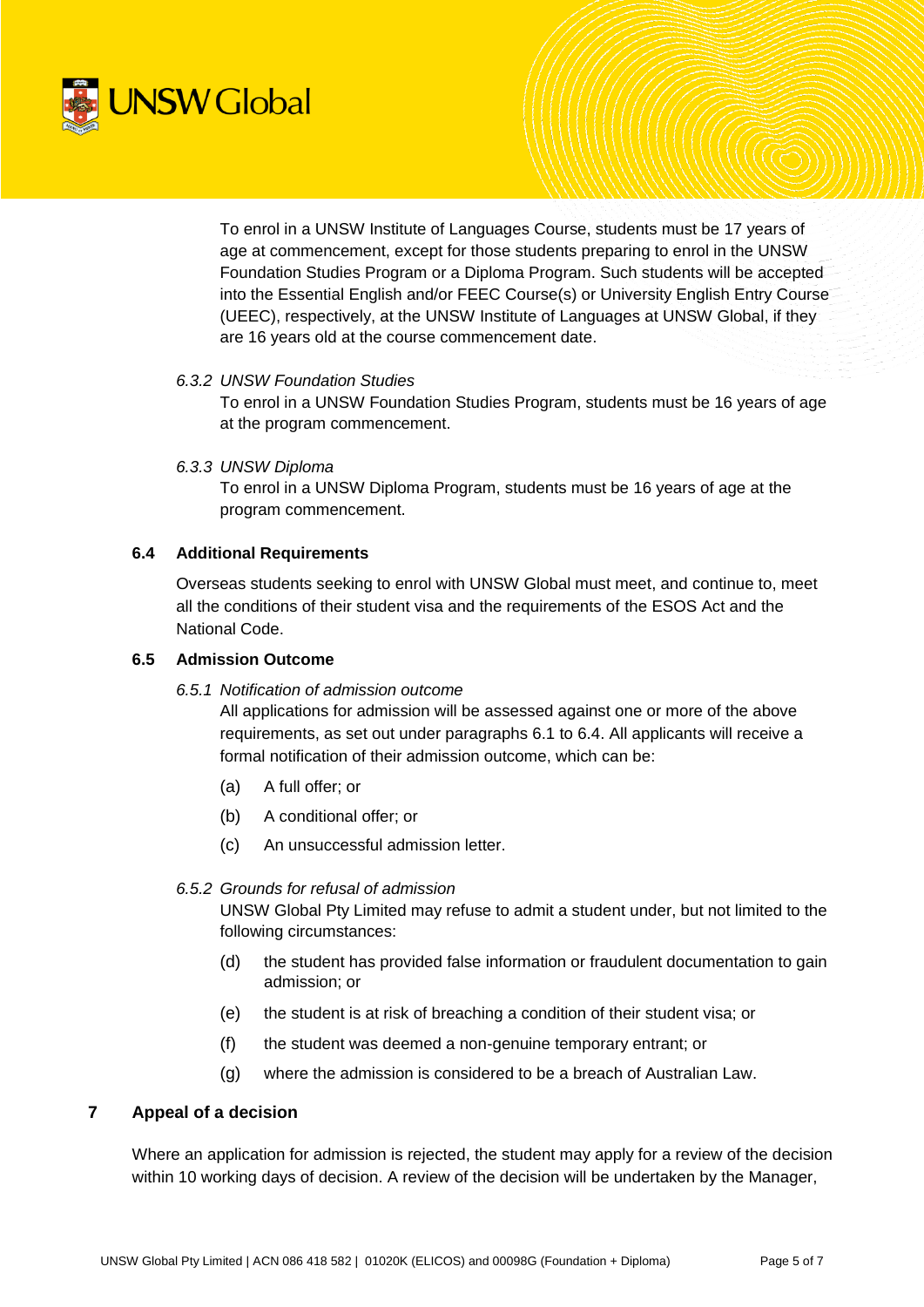To enrol in a UNSW Institute of Languages Course, students must be 17 years of age at commencement, except for those students preparing to enrol in the UNSW Foundation Studies Program or a Diploma Program. Such students will be accepted into the Essential English and/or FEEC Course(s) or University English Entry Course (UEEC), respectively, at the UNSW Institute of Languages at UNSW Global, if they are 16 years old at the course commencement date.

*6.3.2 UNSW Foundation Studies*

To enrol in a UNSW Foundation Studies Program, students must be 16 years of age at the program commencement.

*6.3.3 UNSW Diploma*

To enrol in a UNSW Diploma Program, students must be 16 years of age at the program commencement.

### 6.4 Additional Requirements

Overseas students seeking to enrol with UNSW Global must meet, and continue to, meet all the conditions of their student visa and the requirements of the ESOS Act and the National Code.

### 6.5 Admission Outcome

*6.5.1 Notification of admission outcome*

All applications for admission will be assessed against one or more of the above requirements, as set out under paragraphs 6.1 to 6.4. All applicants will receive a formal notification of their admission outcome, which can be:

(a) A full offer; or

(b) A conditional offer; or

(c) An unsuccessful admission letter.

*6.5.2 Grounds for refusal of admission*

UNSW Global Pty Limited may refuse to admit a student under, but not limited to the following circumstances:

(d) the student has provided false information or fraudulent documentation to gain admission; or

(e) the student is at risk of breaching a condition of their student visa; or

(f) the student was deemed a non-genuine temporary entrant; or

(g) where the admission is considered to be a breach of Australian Law.

## 7 Appeal of a decision

Where an application for admission is rejected, the student may apply for a review of the decision within 10 working days of decision. A review of the decision will be undertaken by the Manager,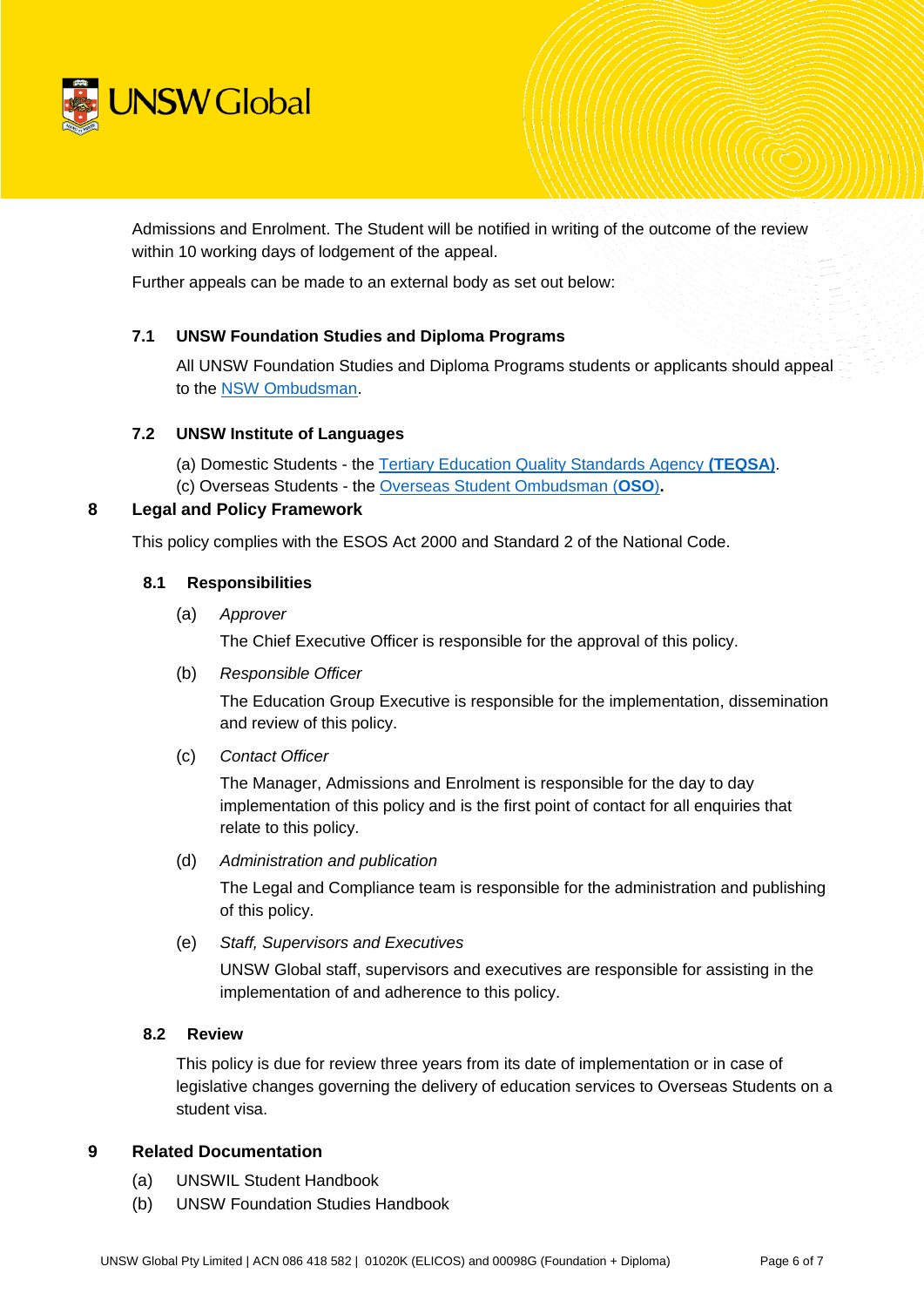Admissions and Enrolment. The Student will be notified in writing of the outcome of the review within 10 working days of lodgement of the appeal.

Further appeals can be made to an external body as set out below:

### 7.1 UNSW Foundation Studies and Diploma Programs

All UNSW Foundation Studies and Diploma Programs students or applicants should appeal to the NSW Ombudsman.

### 7.2 UNSW Institute of Languages

(a) Domestic Students - the Tertiary Education Quality Standards Agency **(TEQSA)**.
(c) Overseas Students - the Overseas Student Ombudsman (**OSO**).

## 8 Legal and Policy Framework

This policy complies with the ESOS Act 2000 and Standard 2 of the National Code.

### 8.1 Responsibilities

(a) *Approver*

The Chief Executive Officer is responsible for the approval of this policy.

(b) *Responsible Officer*

The Education Group Executive is responsible for the implementation, dissemination and review of this policy.

(c) *Contact Officer*

The Manager, Admissions and Enrolment is responsible for the day to day implementation of this policy and is the first point of contact for all enquiries that relate to this policy.

(d) *Administration and publication*

The Legal and Compliance team is responsible for the administration and publishing of this policy.

(e) *Staff, Supervisors and Executives*

UNSW Global staff, supervisors and executives are responsible for assisting in the implementation of and adherence to this policy.

### 8.2 Review

This policy is due for review three years from its date of implementation or in case of legislative changes governing the delivery of education services to Overseas Students on a student visa.

## 9 Related Documentation

(a) UNSWIL Student Handbook
(b) UNSW Foundation Studies Handbook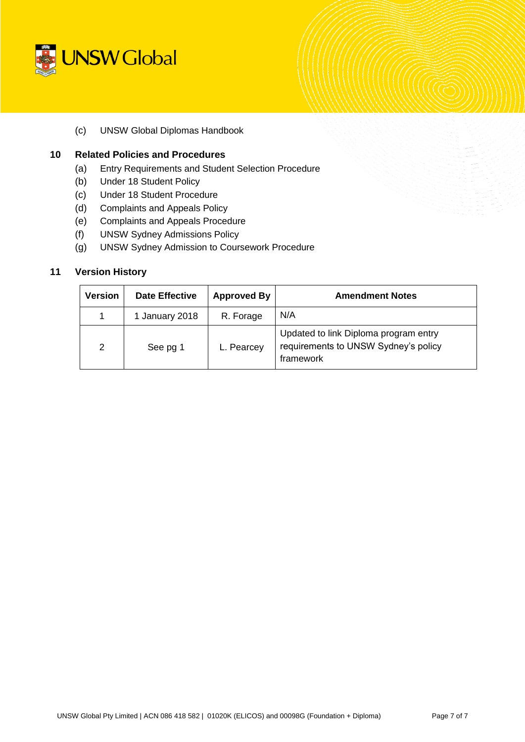(c) UNSW Global Diplomas Handbook

## 10 Related Policies and Procedures

(a) Entry Requirements and Student Selection Procedure
(b) Under 18 Student Policy
(c) Under 18 Student Procedure
(d) Complaints and Appeals Policy
(e) Complaints and Appeals Procedure
(f) UNSW Sydney Admissions Policy
(g) UNSW Sydney Admission to Coursework Procedure

## 11 Version History

| Version | Date Effective | Approved By | Amendment Notes |
|---|---|---|---|
| 1 | 1 January 2018 | R. Forage | N/A |
| 2 | See pg 1 | L. Pearcey | Updated to link Diploma program entry requirements to UNSW Sydney's policy framework |